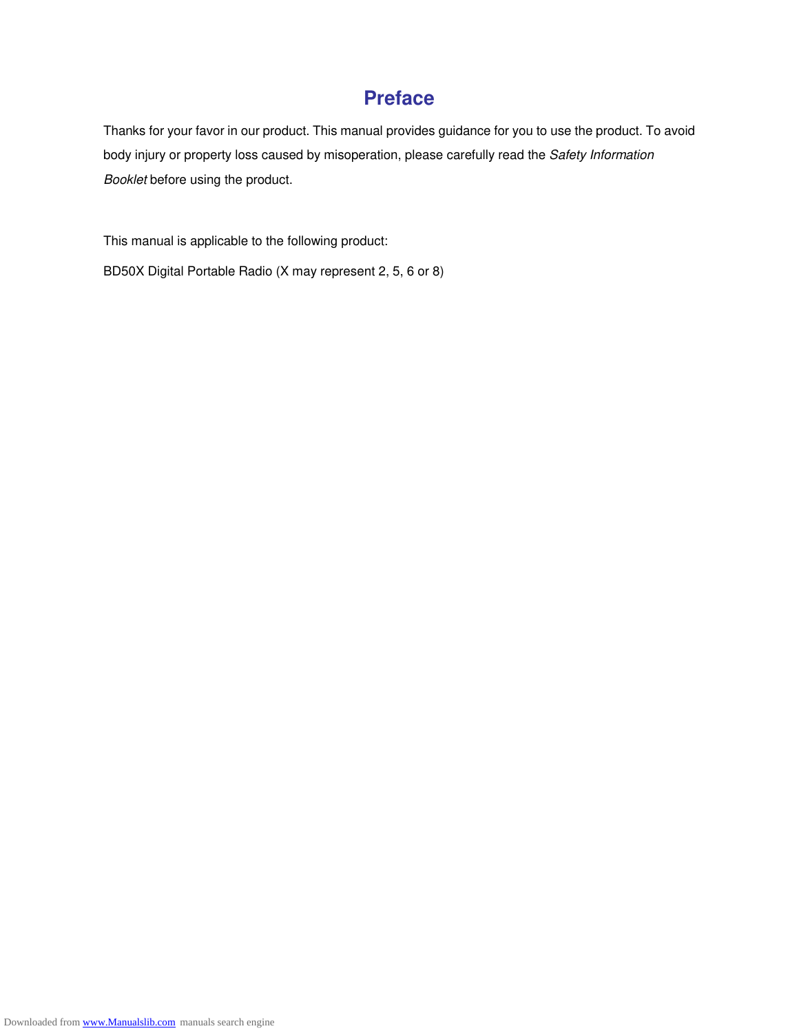# Preface

Thanks for your favor in our product. This manual provides guidance for you to use the product. To avoid body injury or property loss caused by misoperation, please carefully read the *Safety Information Booklet* before using the product.

This manual is applicable to the following product:

BD50X Digital Portable Radio (X may represent 2, 5, 6 or 8)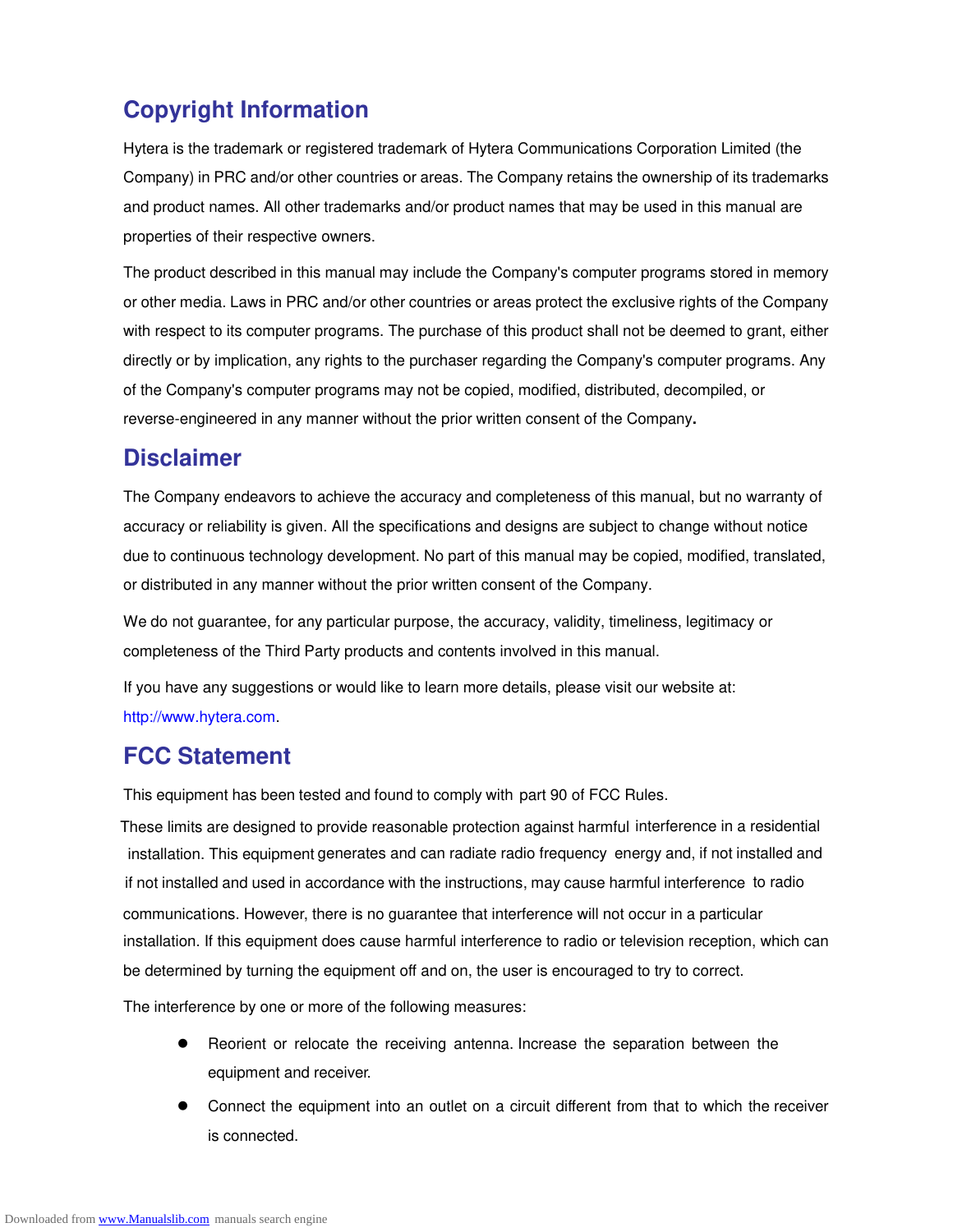## Copyright Information

Hytera is the trademark or registered trademark of Hytera Communications Corporation Limited (the Company) in PRC and/or other countries or areas. The Company retains the ownership of its trademarks and product names. All other trademarks and/or product names that may be used in this manual are properties of their respective owners.

The product described in this manual may include the Company's computer programs stored in memory or other media. Laws in PRC and/or other countries or areas protect the exclusive rights of the Company with respect to its computer programs. The purchase of this product shall not be deemed to grant, either directly or by implication, any rights to the purchaser regarding the Company's computer programs. Any of the Company's computer programs may not be copied, modified, distributed, decompiled, or reverse-engineered in any manner without the prior written consent of the Company.

## Disclaimer

The Company endeavors to achieve the accuracy and completeness of this manual, but no warranty of accuracy or reliability is given. All the specifications and designs are subject to change without notice due to continuous technology development. No part of this manual may be copied, modified, translated, or distributed in any manner without the prior written consent of the Company.

We do not guarantee, for any particular purpose, the accuracy, validity, timeliness, legitimacy or completeness of the Third Party products and contents involved in this manual.

If you have any suggestions or would like to learn more details, please visit our website at: http://www.hytera.com.

## FCC Statement

This equipment has been tested and found to comply with part 90 of FCC Rules.

These limits are designed to provide reasonable protection against harmful interference in a residential installation. This equipment generates and can radiate radio frequency energy and, if not installed and if not installed and used in accordance with the instructions, may cause harmful interference to radio communications. However, there is no guarantee that interference will not occur in a particular installation. If this equipment does cause harmful interference to radio or television reception, which can be determined by turning the equipment off and on, the user is encouraged to try to correct.

The interference by one or more of the following measures:

- Reorient or relocate the receiving antenna. Increase the separation between the equipment and receiver.
- Connect the equipment into an outlet on a circuit different from that to which the receiver is connected.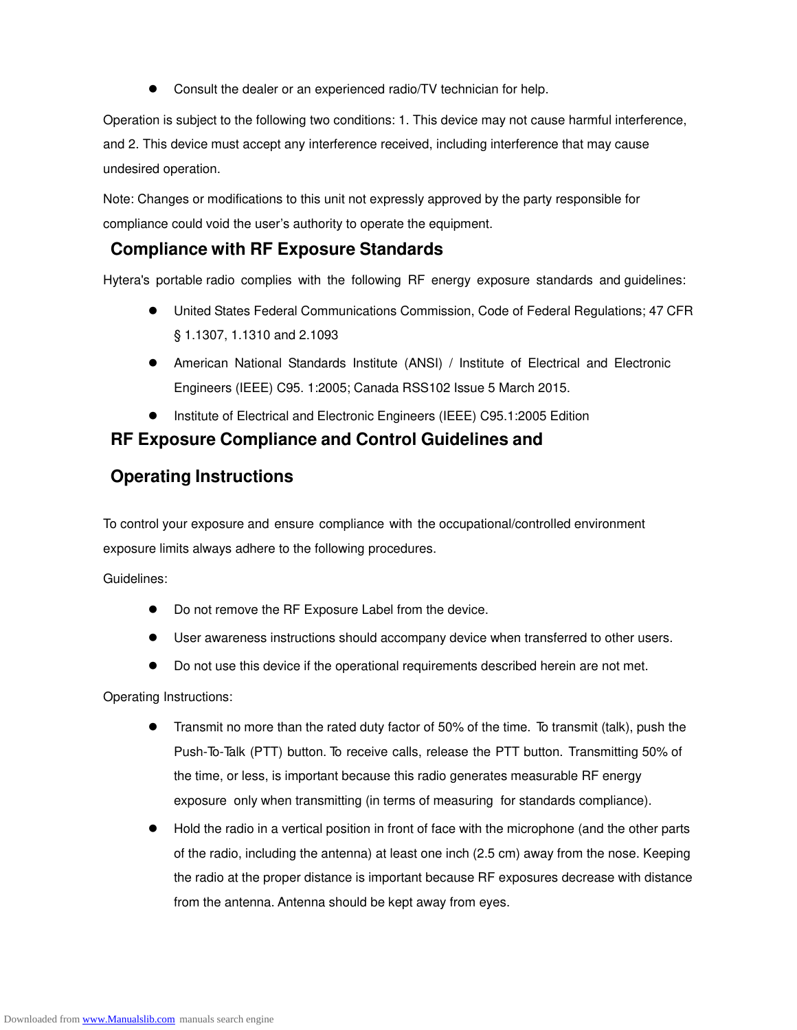- Consult the dealer or an experienced radio/TV technician for help.

Operation is subject to the following two conditions: 1. This device may not cause harmful interference, and 2. This device must accept any interference received, including interference that may cause undesired operation.

Note: Changes or modifications to this unit not expressly approved by the party responsible for compliance could void the user's authority to operate the equipment.

## Compliance with RF Exposure Standards

Hytera's portable radio complies with the following RF energy exposure standards and guidelines:

- United States Federal Communications Commission, Code of Federal Regulations; 47 CFR § 1.1307, 1.1310 and 2.1093
- American National Standards Institute (ANSI) / Institute of Electrical and Electronic Engineers (IEEE) C95. 1:2005; Canada RSS102 Issue 5 March 2015.
- Institute of Electrical and Electronic Engineers (IEEE) C95.1:2005 Edition

## RF Exposure Compliance and Control Guidelines and Operating Instructions

To control your exposure and ensure compliance with the occupational/controlled environment exposure limits always adhere to the following procedures.

Guidelines:

- Do not remove the RF Exposure Label from the device.
- User awareness instructions should accompany device when transferred to other users.
- Do not use this device if the operational requirements described herein are not met.

Operating Instructions:

- Transmit no more than the rated duty factor of 50% of the time. To transmit (talk), push the Push-To-Talk (PTT) button. To receive calls, release the PTT button. Transmitting 50% of the time, or less, is important because this radio generates measurable RF energy exposure only when transmitting (in terms of measuring for standards compliance).
- Hold the radio in a vertical position in front of face with the microphone (and the other parts of the radio, including the antenna) at least one inch (2.5 cm) away from the nose. Keeping the radio at the proper distance is important because RF exposures decrease with distance from the antenna. Antenna should be kept away from eyes.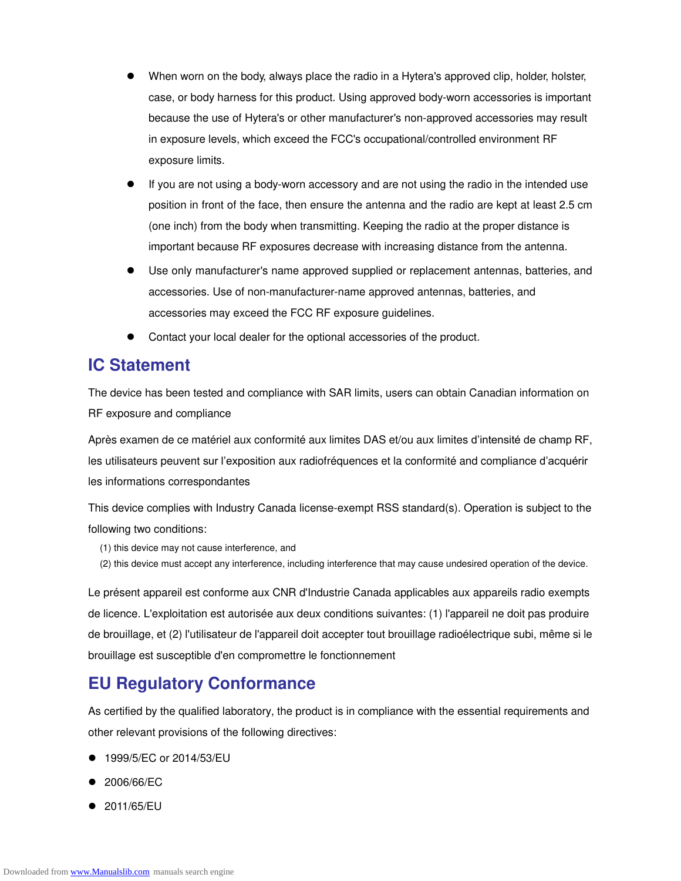- When worn on the body, always place the radio in a Hytera's approved clip, holder, holster, case, or body harness for this product. Using approved body-worn accessories is important because the use of Hytera's or other manufacturer's non-approved accessories may result in exposure levels, which exceed the FCC's occupational/controlled environment RF exposure limits.
- If you are not using a body-worn accessory and are not using the radio in the intended use position in front of the face, then ensure the antenna and the radio are kept at least 2.5 cm (one inch) from the body when transmitting. Keeping the radio at the proper distance is important because RF exposures decrease with increasing distance from the antenna.
- Use only manufacturer's name approved supplied or replacement antennas, batteries, and accessories. Use of non-manufacturer-name approved antennas, batteries, and accessories may exceed the FCC RF exposure guidelines.
- Contact your local dealer for the optional accessories of the product.

## IC Statement

The device has been tested and compliance with SAR limits, users can obtain Canadian information on RF exposure and compliance

Après examen de ce matériel aux conformité aux limites DAS et/ou aux limites d'intensité de champ RF, les utilisateurs peuvent sur l'exposition aux radiofréquences et la conformité and compliance d'acquérir les informations correspondantes

This device complies with Industry Canada license-exempt RSS standard(s). Operation is subject to the following two conditions:

(1) this device may not cause interference, and

(2) this device must accept any interference, including interference that may cause undesired operation of the device.

Le présent appareil est conforme aux CNR d'Industrie Canada applicables aux appareils radio exempts de licence. L'exploitation est autorisée aux deux conditions suivantes: (1) l'appareil ne doit pas produire de brouillage, et (2) l'utilisateur de l'appareil doit accepter tout brouillage radioélectrique subi, même si le brouillage est susceptible d'en compromettre le fonctionnement

## EU Regulatory Conformance

As certified by the qualified laboratory, the product is in compliance with the essential requirements and other relevant provisions of the following directives:

- 1999/5/EC or 2014/53/EU
- 2006/66/EC
- 2011/65/EU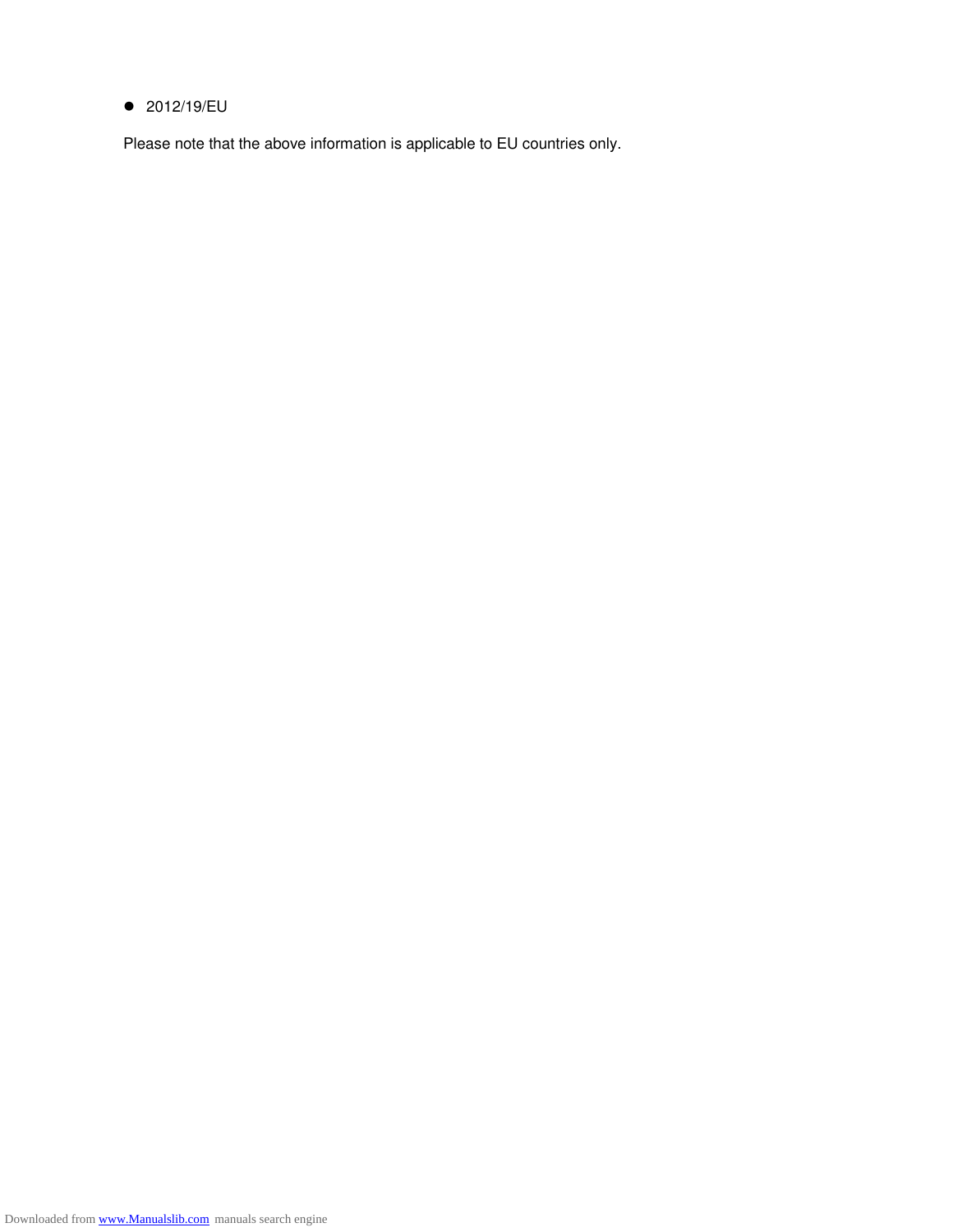- 2012/19/EU

Please note that the above information is applicable to EU countries only.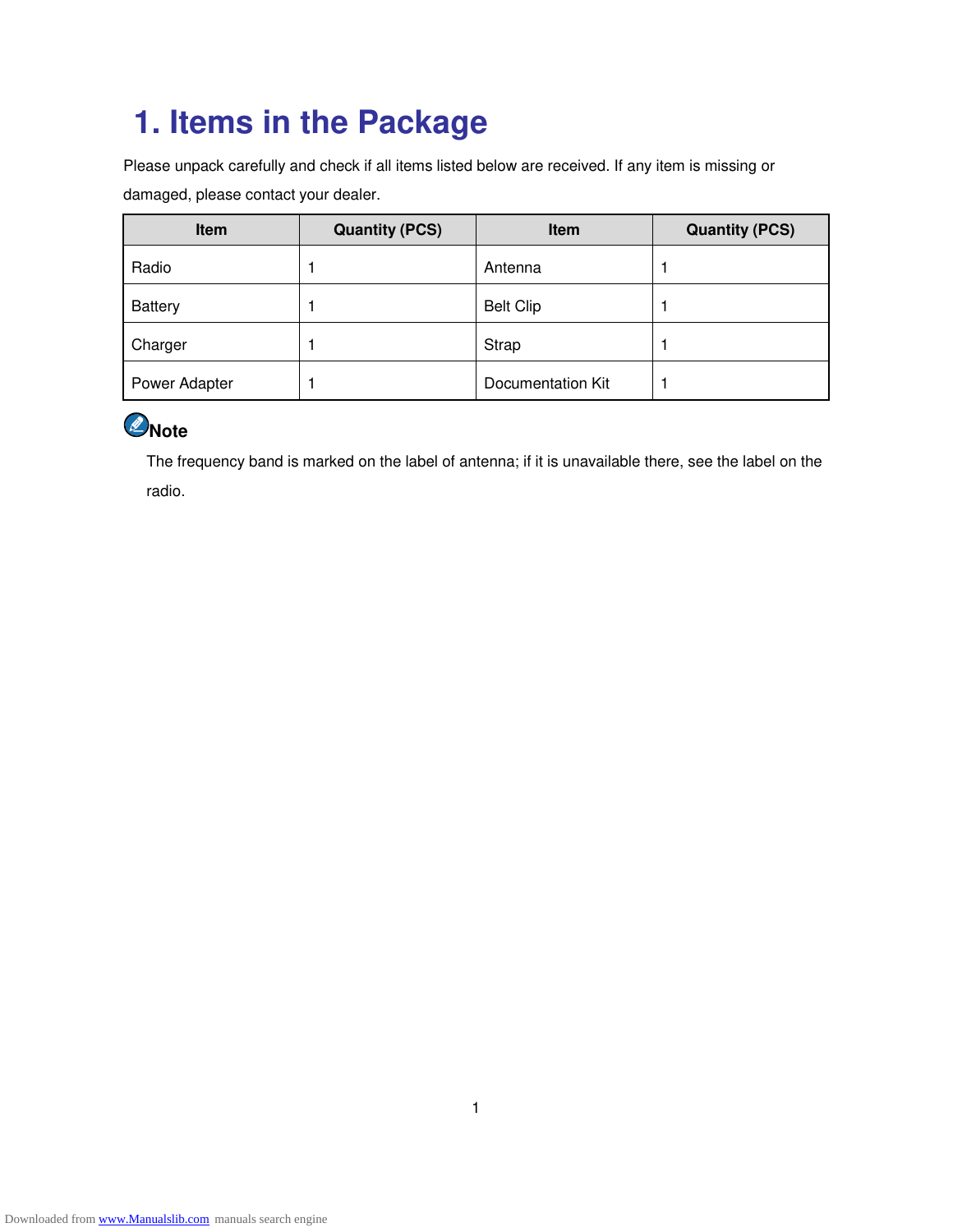# 1. Items in the Package

Please unpack carefully and check if all items listed below are received. If any item is missing or damaged, please contact your dealer.

| Item | Quantity (PCS) | Item | Quantity (PCS) |
|---|---|---|---|
| Radio | 1 | Antenna | 1 |
| Battery | 1 | Belt Clip | 1 |
| Charger | 1 | Strap | 1 |
| Power Adapter | 1 | Documentation Kit | 1 |

**Note**

The frequency band is marked on the label of antenna; if it is unavailable there, see the label on the radio.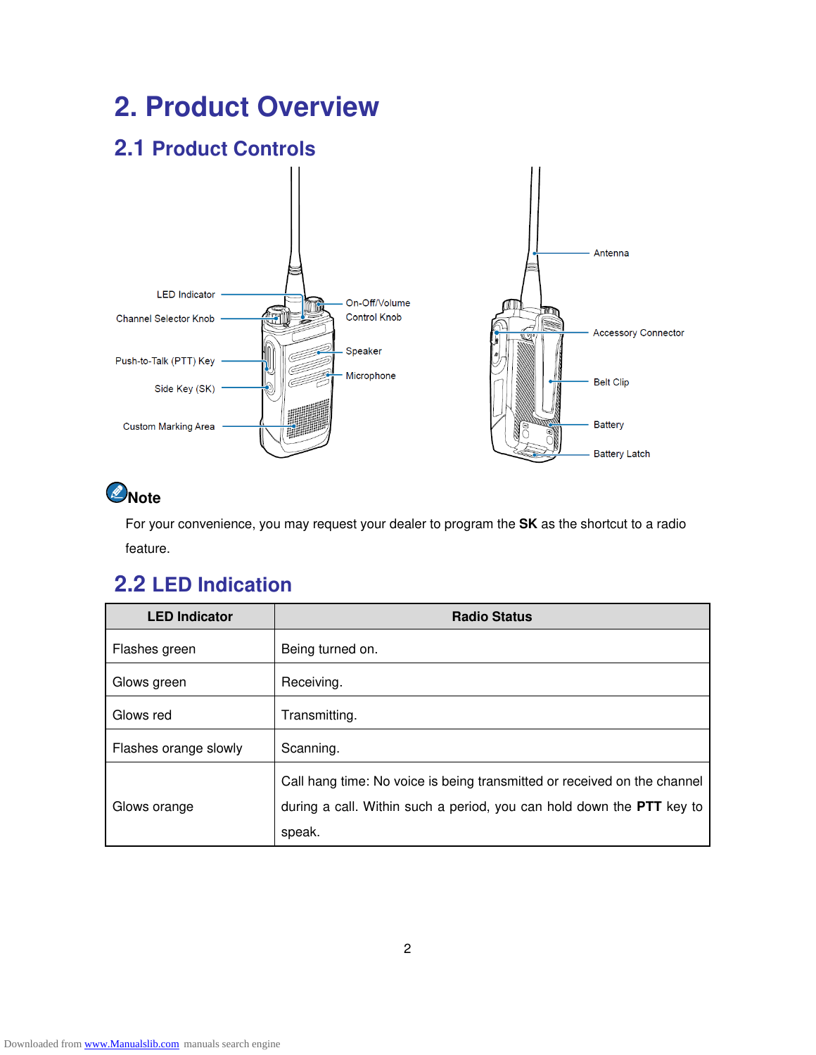# 2. Product Overview

## 2.1 Product Controls

LED Indicator

Channel Selector Knob

Push-to-Talk (PTT) Key

Side Key (SK)

Custom Marking Area

On-Off/Volume Control Knob

Speaker

Microphone

Antenna

Accessory Connector

Belt Clip

Battery

Battery Latch

**Note**

For your convenience, you may request your dealer to program the **SK** as the shortcut to a radio feature.

## 2.2 LED Indication

| LED Indicator | Radio Status |
|---|---|
| Flashes green | Being turned on. |
| Glows green | Receiving. |
| Glows red | Transmitting. |
| Flashes orange slowly | Scanning. |
| Glows orange | Call hang time: No voice is being transmitted or received on the channel during a call. Within such a period, you can hold down the **PTT** key to speak. |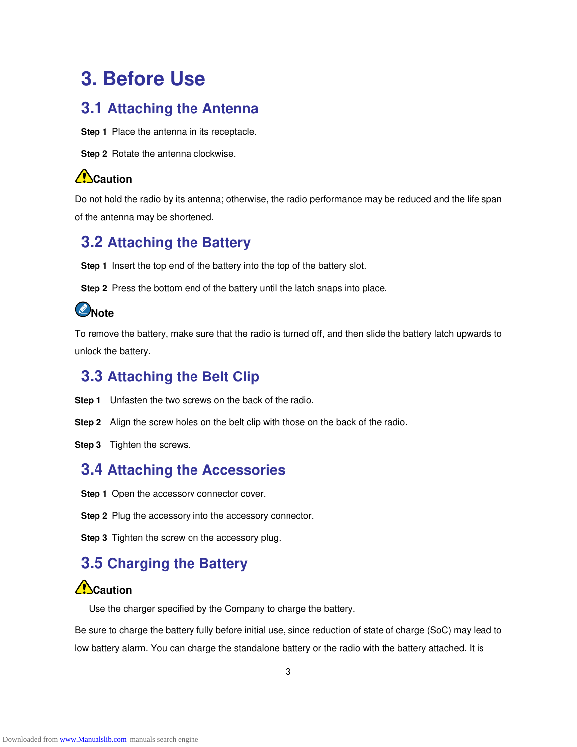# 3. Before Use

## 3.1 Attaching the Antenna

**Step 1** Place the antenna in its receptacle.

**Step 2** Rotate the antenna clockwise.

**Caution**

Do not hold the radio by its antenna; otherwise, the radio performance may be reduced and the life span of the antenna may be shortened.

## 3.2 Attaching the Battery

**Step 1** Insert the top end of the battery into the top of the battery slot.

**Step 2** Press the bottom end of the battery until the latch snaps into place.

**Note**

To remove the battery, make sure that the radio is turned off, and then slide the battery latch upwards to unlock the battery.

## 3.3 Attaching the Belt Clip

**Step 1** Unfasten the two screws on the back of the radio.

**Step 2** Align the screw holes on the belt clip with those on the back of the radio.

**Step 3** Tighten the screws.

## 3.4 Attaching the Accessories

**Step 1** Open the accessory connector cover.

**Step 2** Plug the accessory into the accessory connector.

**Step 3** Tighten the screw on the accessory plug.

## 3.5 Charging the Battery

**Caution**

Use the charger specified by the Company to charge the battery.

Be sure to charge the battery fully before initial use, since reduction of state of charge (SoC) may lead to low battery alarm. You can charge the standalone battery or the radio with the battery attached. It is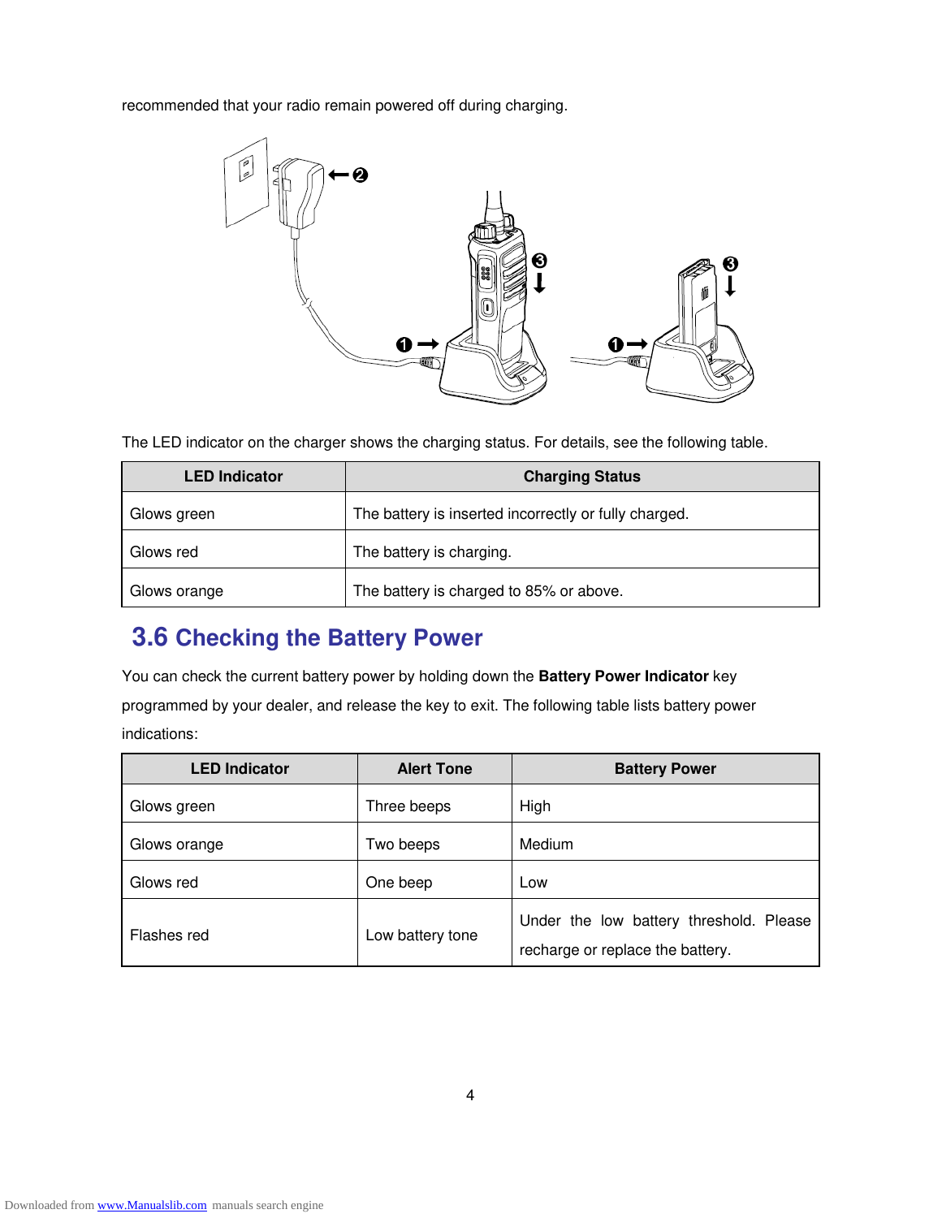recommended that your radio remain powered off during charging.

The LED indicator on the charger shows the charging status. For details, see the following table.

| LED Indicator | Charging Status |
|---|---|
| Glows green | The battery is inserted incorrectly or fully charged. |
| Glows red | The battery is charging. |
| Glows orange | The battery is charged to 85% or above. |

## 3.6 Checking the Battery Power

You can check the current battery power by holding down the **Battery Power Indicator** key programmed by your dealer, and release the key to exit. The following table lists battery power indications:

| LED Indicator | Alert Tone | Battery Power |
|---|---|---|
| Glows green | Three beeps | High |
| Glows orange | Two beeps | Medium |
| Glows red | One beep | Low |
| Flashes red | Low battery tone | Under the low battery threshold. Please recharge or replace the battery. |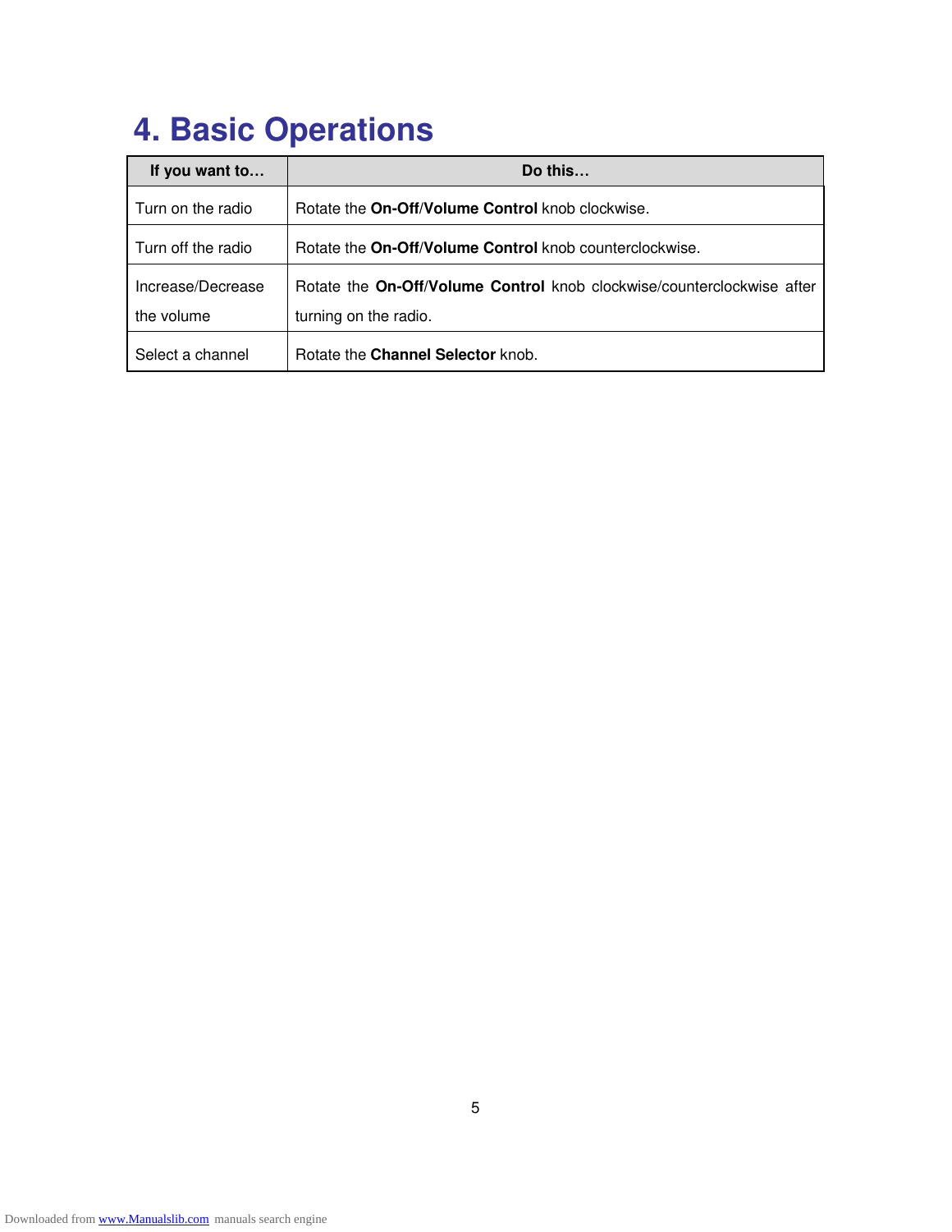# 4. Basic Operations

| If you want to… | Do this… |
|---|---|
| Turn on the radio | Rotate the **On-Off**/**Volume Control** knob clockwise. |
| Turn off the radio | Rotate the **On-Off**/**Volume Control** knob counterclockwise. |
| Increase/Decrease the volume | Rotate the **On-Off**/**Volume Control** knob clockwise/counterclockwise after turning on the radio. |
| Select a channel | Rotate the **Channel Selector** knob. |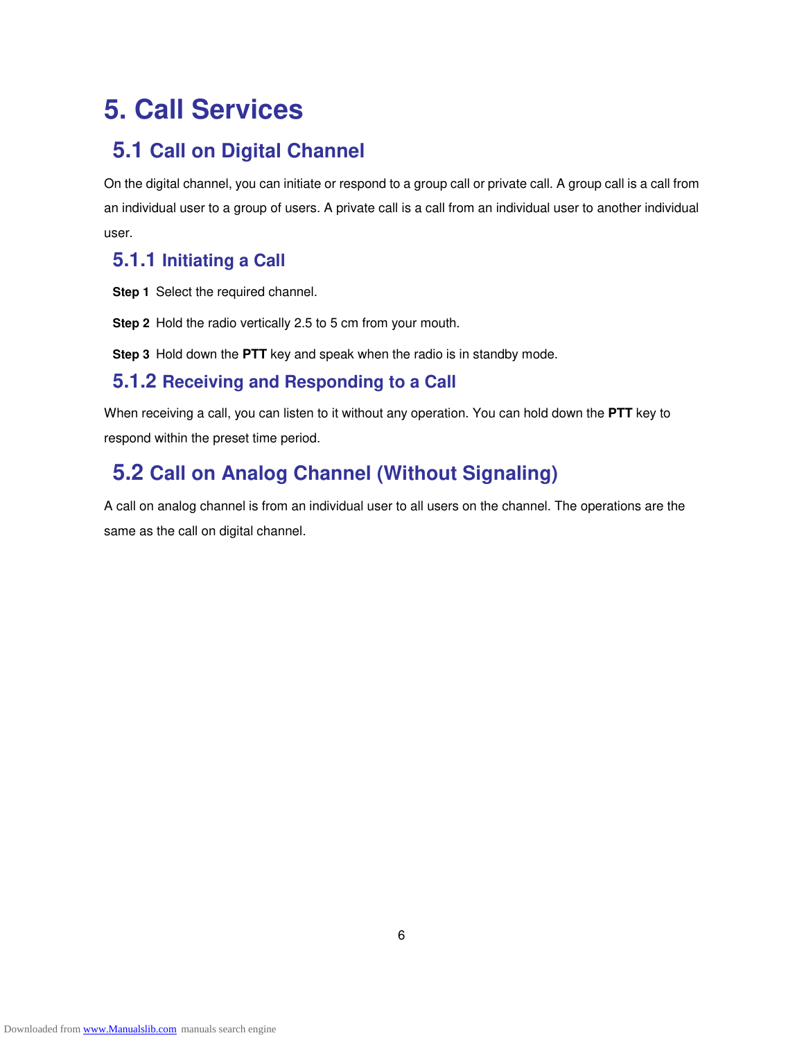# 5. Call Services

## 5.1 Call on Digital Channel

On the digital channel, you can initiate or respond to a group call or private call. A group call is a call from an individual user to a group of users. A private call is a call from an individual user to another individual user.

### 5.1.1 Initiating a Call

**Step 1** Select the required channel.

**Step 2** Hold the radio vertically 2.5 to 5 cm from your mouth.

**Step 3** Hold down the **PTT** key and speak when the radio is in standby mode.

### 5.1.2 Receiving and Responding to a Call

When receiving a call, you can listen to it without any operation. You can hold down the **PTT** key to respond within the preset time period.

## 5.2 Call on Analog Channel (Without Signaling)

A call on analog channel is from an individual user to all users on the channel. The operations are the same as the call on digital channel.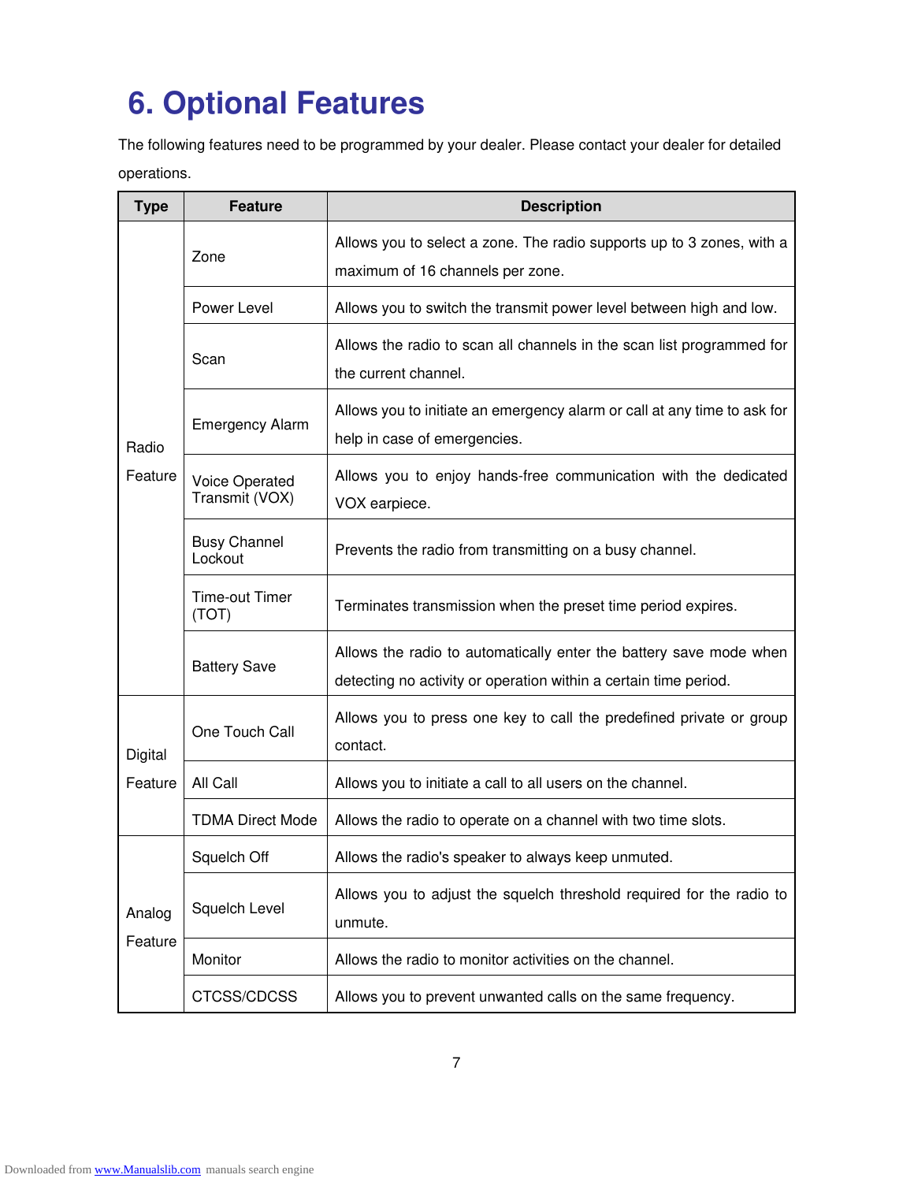# 6. Optional Features

The following features need to be programmed by your dealer. Please contact your dealer for detailed operations.

| Type | Feature | Description |
|---|---|---|
| Radio Feature | Zone | Allows you to select a zone. The radio supports up to 3 zones, with a maximum of 16 channels per zone. |
| | Power Level | Allows you to switch the transmit power level between high and low. |
| | Scan | Allows the radio to scan all channels in the scan list programmed for the current channel. |
| | Emergency Alarm | Allows you to initiate an emergency alarm or call at any time to ask for help in case of emergencies. |
| | Voice Operated Transmit (VOX) | Allows you to enjoy hands-free communication with the dedicated VOX earpiece. |
| | Busy Channel Lockout | Prevents the radio from transmitting on a busy channel. |
| | Time-out Timer (TOT) | Terminates transmission when the preset time period expires. |
| | Battery Save | Allows the radio to automatically enter the battery save mode when detecting no activity or operation within a certain time period. |
| Digital Feature | One Touch Call | Allows you to press one key to call the predefined private or group contact. |
| | All Call | Allows you to initiate a call to all users on the channel. |
| | TDMA Direct Mode | Allows the radio to operate on a channel with two time slots. |
| Analog Feature | Squelch Off | Allows the radio's speaker to always keep unmuted. |
| | Squelch Level | Allows you to adjust the squelch threshold required for the radio to unmute. |
| | Monitor | Allows the radio to monitor activities on the channel. |
| | CTCSS/CDCSS | Allows you to prevent unwanted calls on the same frequency. |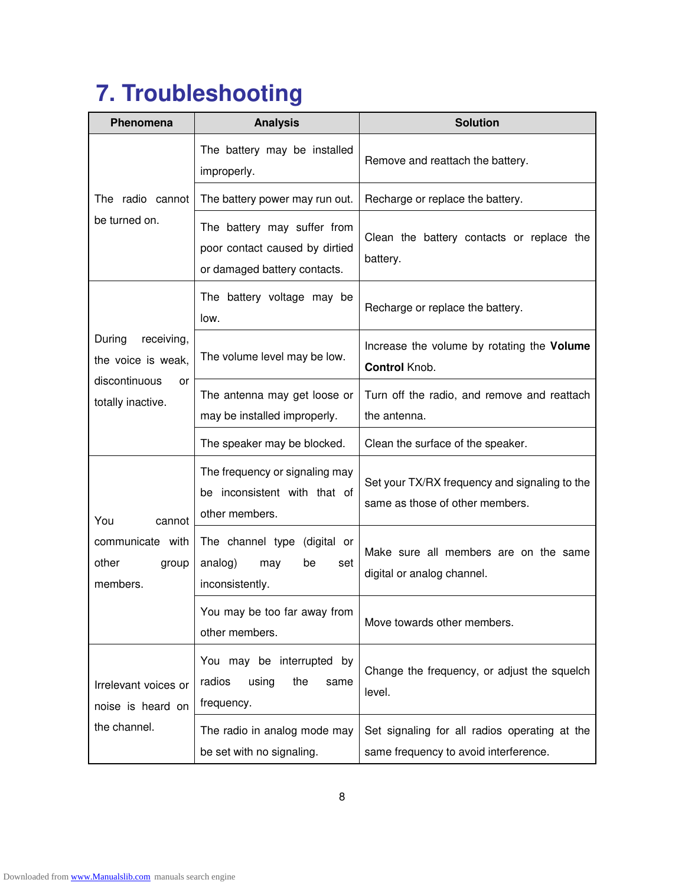# 7. Troubleshooting

| Phenomena | Analysis | Solution |
|---|---|---|
| The radio cannot be turned on. | The battery may be installed improperly. | Remove and reattach the battery. |
| | The battery power may run out. | Recharge or replace the battery. |
| | The battery may suffer from poor contact caused by dirtied or damaged battery contacts. | Clean the battery contacts or replace the battery. |
| During receiving, the voice is weak, discontinuous or totally inactive. | The battery voltage may be low. | Recharge or replace the battery. |
| | The volume level may be low. | Increase the volume by rotating the **Volume Control** Knob. |
| | The antenna may get loose or may be installed improperly. | Turn off the radio, and remove and reattach the antenna. |
| | The speaker may be blocked. | Clean the surface of the speaker. |
| You cannot communicate with other group members. | The frequency or signaling may be inconsistent with that of other members. | Set your TX/RX frequency and signaling to the same as those of other members. |
| | The channel type (digital or analog) may be set inconsistently. | Make sure all members are on the same digital or analog channel. |
| | You may be too far away from other members. | Move towards other members. |
| Irrelevant voices or noise is heard on the channel. | You may be interrupted by radios using the same frequency. | Change the frequency, or adjust the squelch level. |
| | The radio in analog mode may be set with no signaling. | Set signaling for all radios operating at the same frequency to avoid interference. |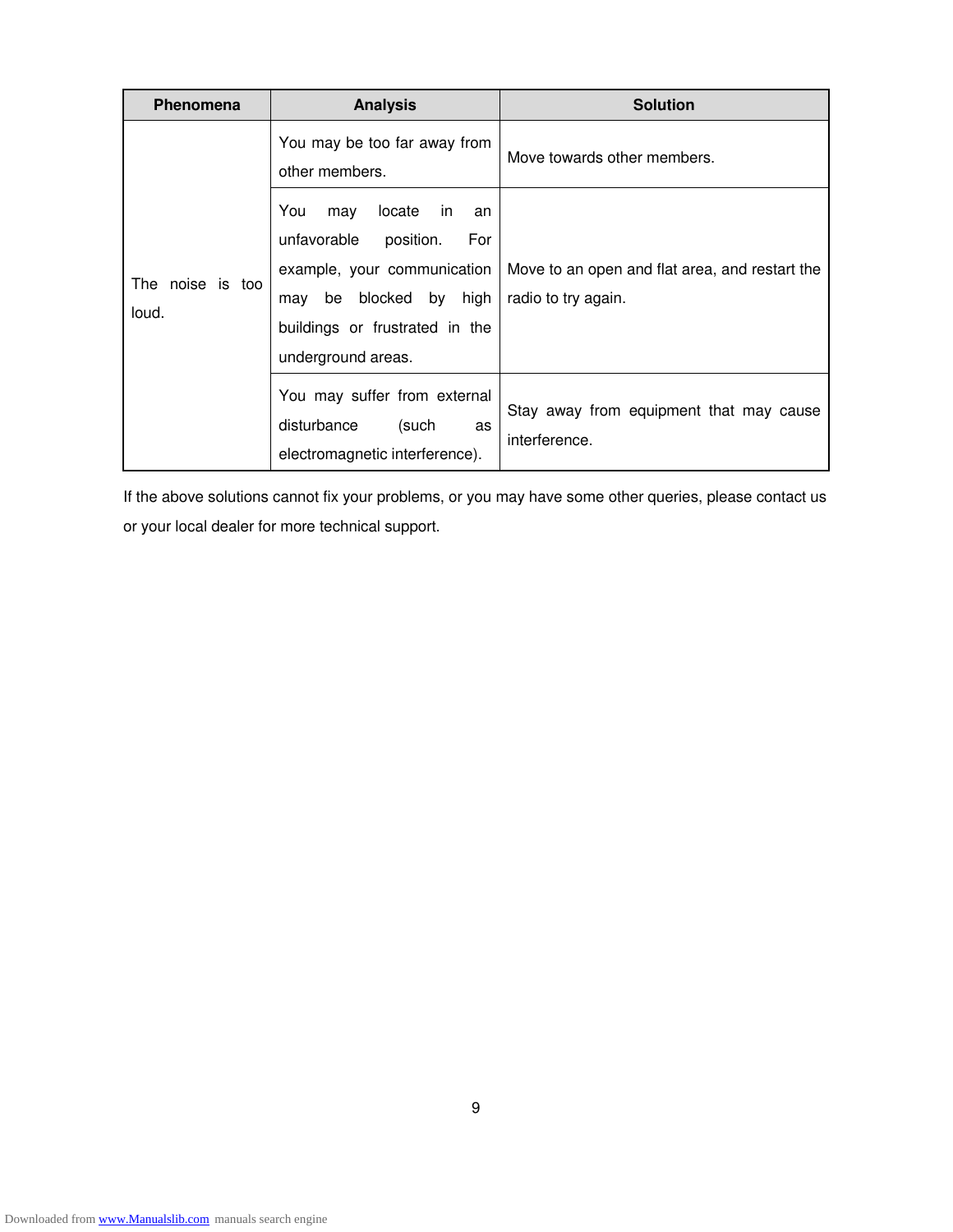| Phenomena | Analysis | Solution |
| --- | --- | --- |
| The noise is too loud. | You may be too far away from other members. | Move towards other members. |
| | You may locate in an unfavorable position. For example, your communication may be blocked by high buildings or frustrated in the underground areas. | Move to an open and flat area, and restart the radio to try again. |
| | You may suffer from external disturbance (such as electromagnetic interference). | Stay away from equipment that may cause interference. |

If the above solutions cannot fix your problems, or you may have some other queries, please contact us or your local dealer for more technical support.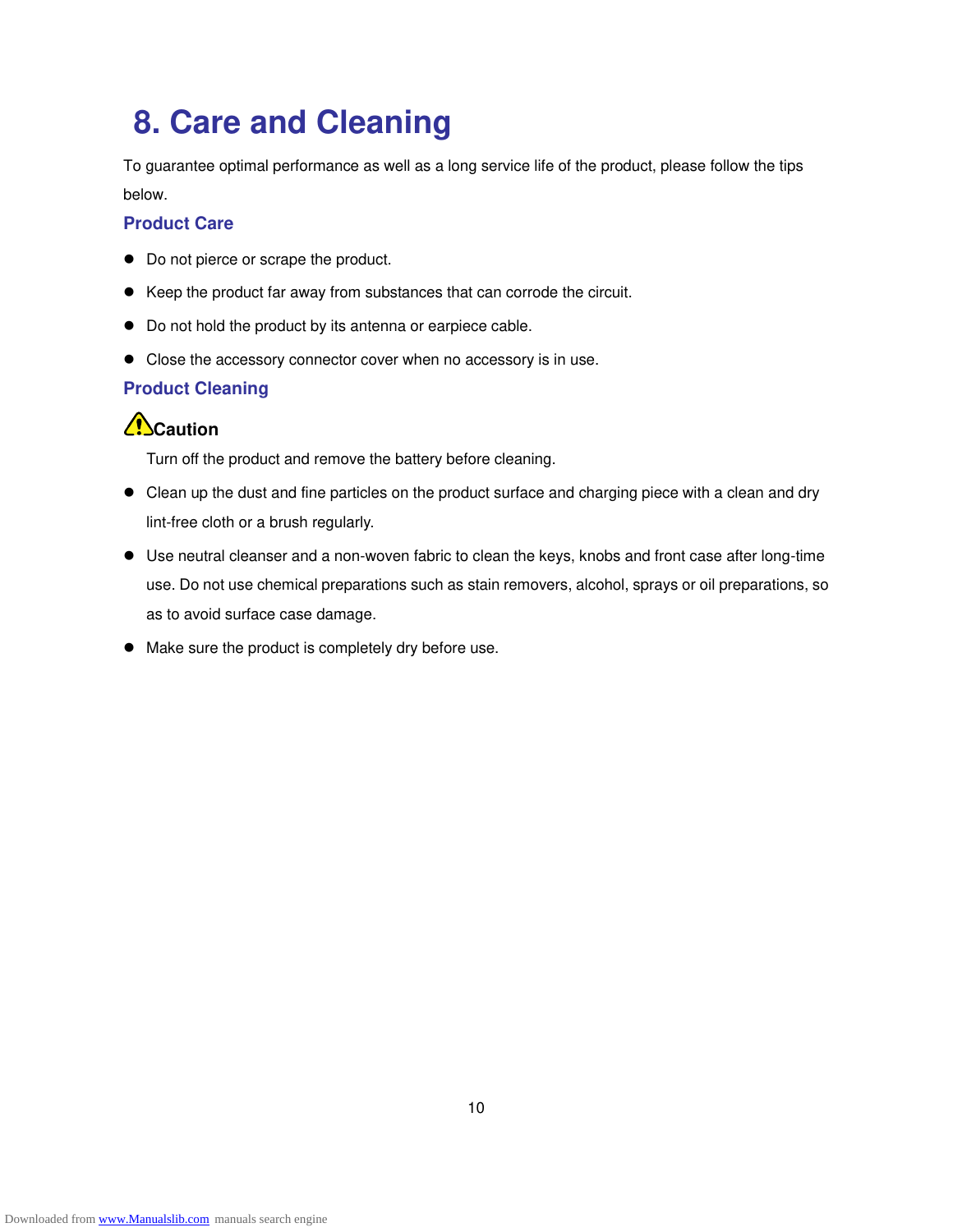# 8. Care and Cleaning

To guarantee optimal performance as well as a long service life of the product, please follow the tips below.

## Product Care

- Do not pierce or scrape the product.
- Keep the product far away from substances that can corrode the circuit.
- Do not hold the product by its antenna or earpiece cable.
- Close the accessory connector cover when no accessory is in use.

## Product Cleaning

**⚠ Caution**

Turn off the product and remove the battery before cleaning.

- Clean up the dust and fine particles on the product surface and charging piece with a clean and dry lint-free cloth or a brush regularly.
- Use neutral cleanser and a non-woven fabric to clean the keys, knobs and front case after long-time use. Do not use chemical preparations such as stain removers, alcohol, sprays or oil preparations, so as to avoid surface case damage.
- Make sure the product is completely dry before use.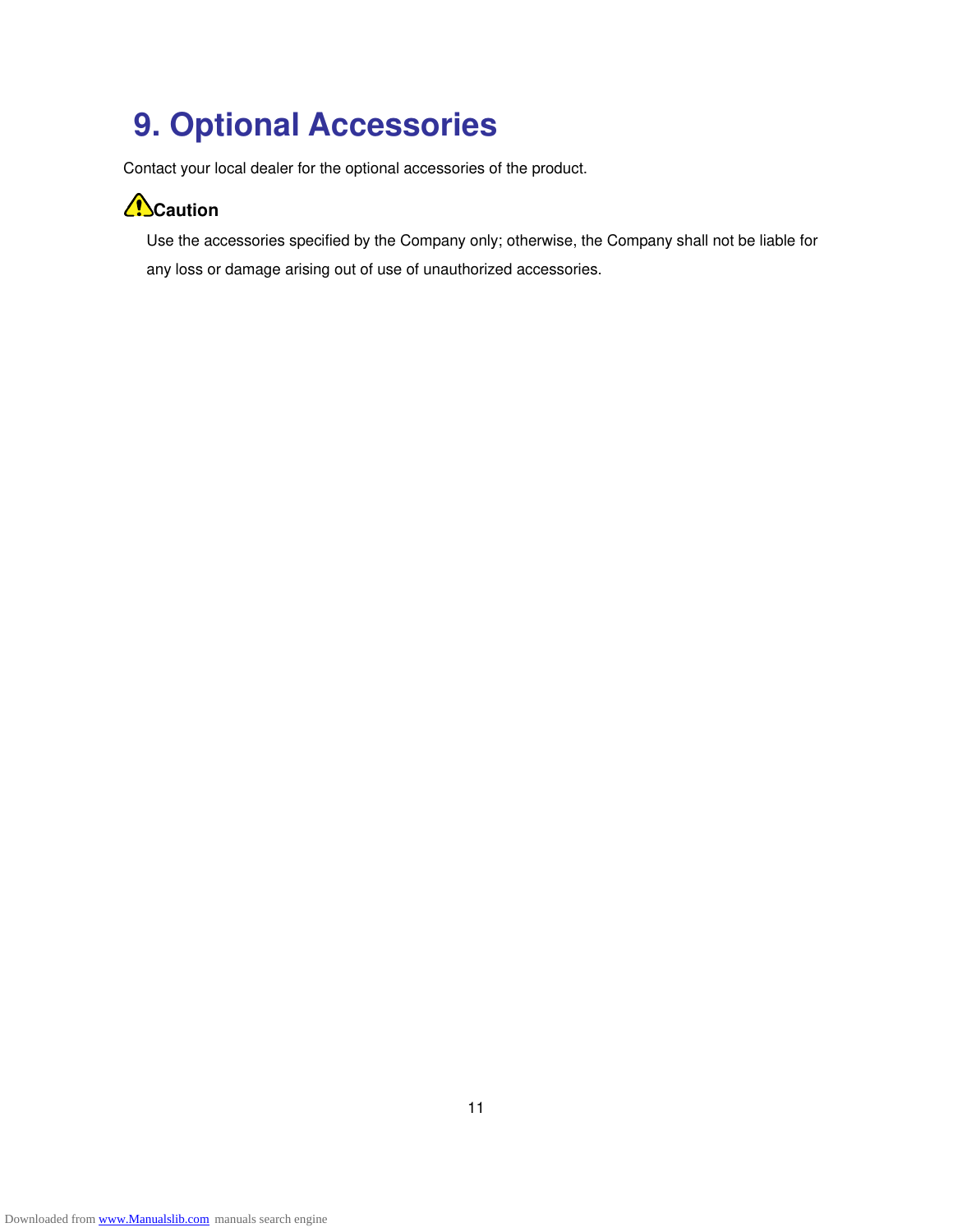# 9. Optional Accessories

Contact your local dealer for the optional accessories of the product.

**Caution**

Use the accessories specified by the Company only; otherwise, the Company shall not be liable for any loss or damage arising out of use of unauthorized accessories.